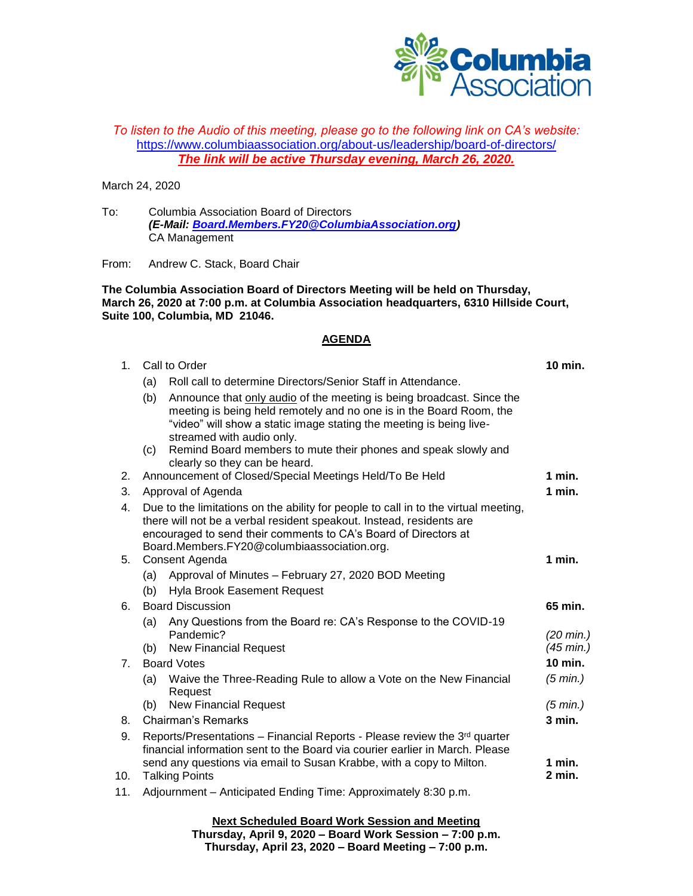Columbia Association

*To listen to the Audio of this meeting, please go to the following link on CA's website:*
https://www.columbiaassociation.org/about-us/leadership/board-of-directors/
***The link will be active Thursday evening, March 26, 2020.***

March 24, 2020

To: Columbia Association Board of Directors
***(E-Mail: Board.Members.FY20@ColumbiaAssociation.org)***
CA Management

From: Andrew C. Stack, Board Chair

**The Columbia Association Board of Directors Meeting will be held on Thursday, March 26, 2020 at 7:00 p.m. at Columbia Association headquarters, 6310 Hillside Court, Suite 100, Columbia, MD 21046.**

## AGENDA

1. Call to Order — **10 min.**
   - (a) Roll call to determine Directors/Senior Staff in Attendance.
   - (b) Announce that only audio of the meeting is being broadcast. Since the meeting is being held remotely and no one is in the Board Room, the "video" will show a static image stating the meeting is being live-streamed with audio only.
   - (c) Remind Board members to mute their phones and speak slowly and clearly so they can be heard.
2. Announcement of Closed/Special Meetings Held/To Be Held — **1 min.**
3. Approval of Agenda — **1 min.**
4. Due to the limitations on the ability for people to call in to the virtual meeting, there will not be a verbal resident speakout. Instead, residents are encouraged to send their comments to CA's Board of Directors at Board.Members.FY20@columbiaassociation.org.
5. Consent Agenda — **1 min.**
   - (a) Approval of Minutes – February 27, 2020 BOD Meeting
   - (b) Hyla Brook Easement Request
6. Board Discussion — **65 min.**
   - (a) Any Questions from the Board re: CA's Response to the COVID-19 Pandemic? — *(20 min.)*
   - (b) New Financial Request — *(45 min.)*
7. Board Votes — **10 min.**
   - (a) Waive the Three-Reading Rule to allow a Vote on the New Financial Request — *(5 min.)*
   - (b) New Financial Request — *(5 min.)*
8. Chairman's Remarks — **3 min.**
9. Reports/Presentations – Financial Reports - Please review the 3rd quarter financial information sent to the Board via courier earlier in March. Please send any questions via email to Susan Krabbe, with a copy to Milton. — **1 min.**
10. Talking Points — **2 min.**
11. Adjournment – Anticipated Ending Time: Approximately 8:30 p.m.

**Next Scheduled Board Work Session and Meeting**
**Thursday, April 9, 2020 – Board Work Session – 7:00 p.m.**
**Thursday, April 23, 2020 – Board Meeting – 7:00 p.m.**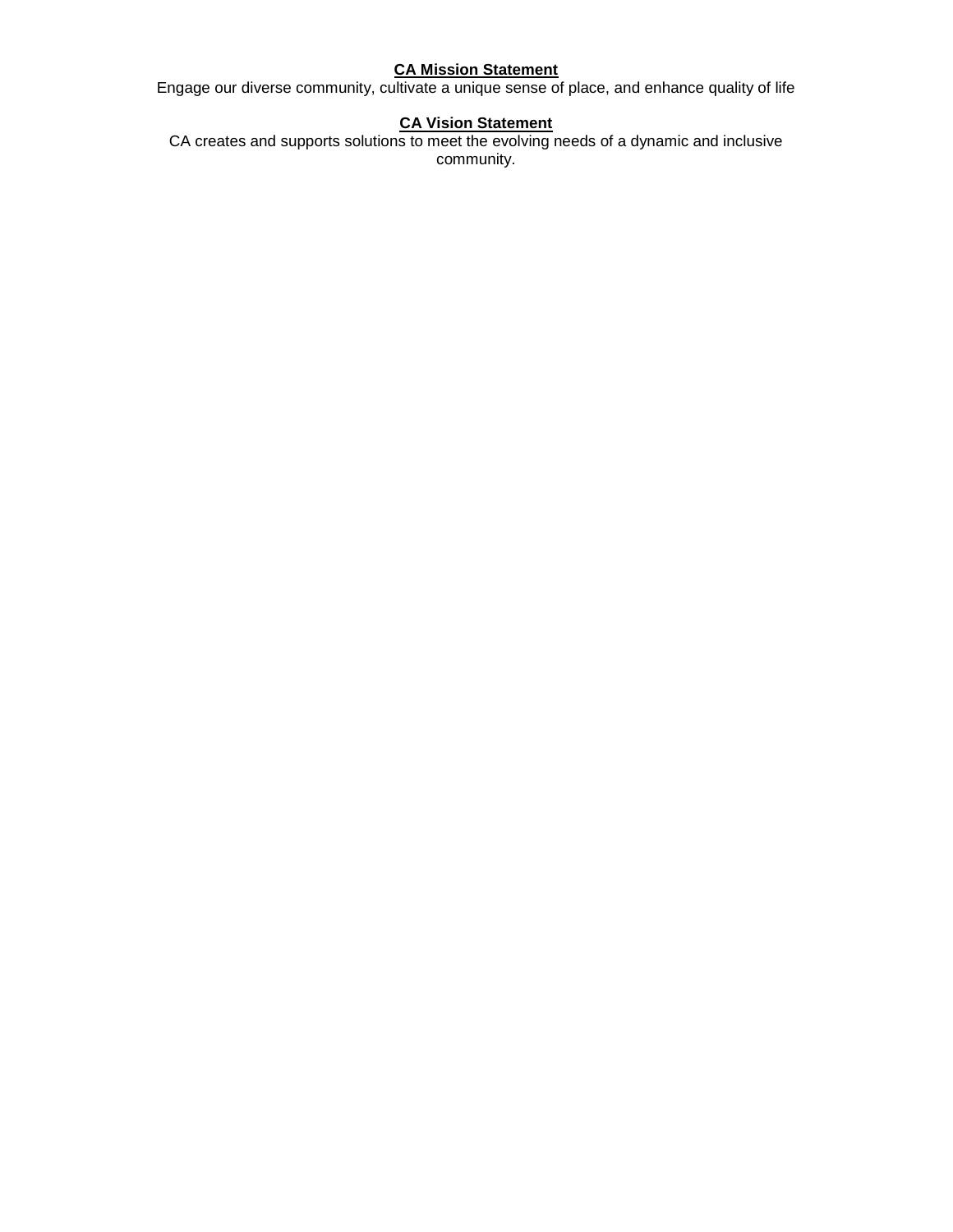**<u>CA Mission Statement</u>**

Engage our diverse community, cultivate a unique sense of place, and enhance quality of life

**<u>CA Vision Statement</u>**

CA creates and supports solutions to meet the evolving needs of a dynamic and inclusive community.